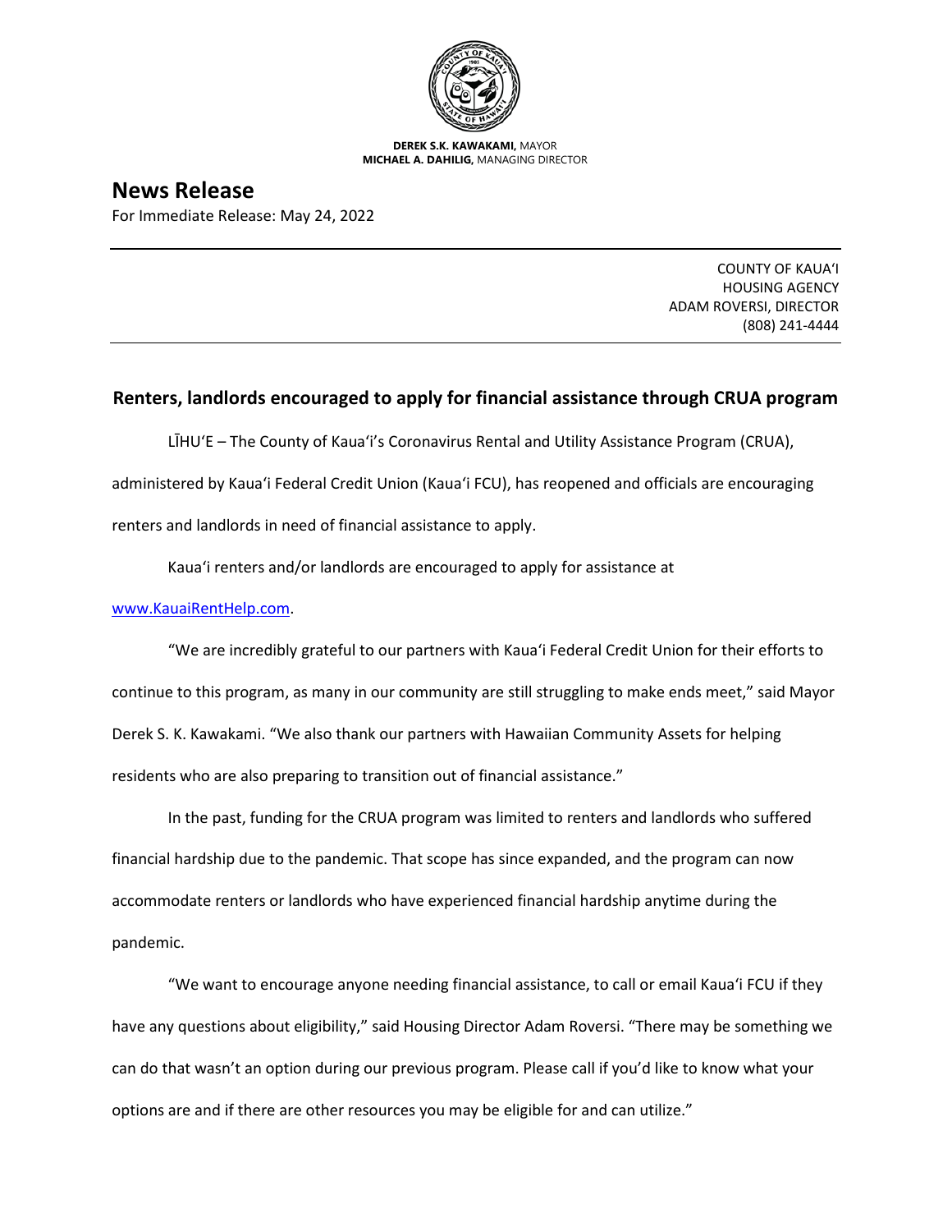**DEREK S.K. KAWAKAMI,** MAYOR
**MICHAEL A. DAHILIG,** MANAGING DIRECTOR

# News Release

For Immediate Release: May 24, 2022

COUNTY OF KAUAʻI
HOUSING AGENCY
ADAM ROVERSI, DIRECTOR
(808) 241-4444

## Renters, landlords encouraged to apply for financial assistance through CRUA program

LĪHUʻE – The County of Kauaʻi's Coronavirus Rental and Utility Assistance Program (CRUA), administered by Kauaʻi Federal Credit Union (Kauaʻi FCU), has reopened and officials are encouraging renters and landlords in need of financial assistance to apply.

Kauaʻi renters and/or landlords are encouraged to apply for assistance at www.KauaiRentHelp.com.

"We are incredibly grateful to our partners with Kauaʻi Federal Credit Union for their efforts to continue to this program, as many in our community are still struggling to make ends meet," said Mayor Derek S. K. Kawakami. "We also thank our partners with Hawaiian Community Assets for helping residents who are also preparing to transition out of financial assistance."

In the past, funding for the CRUA program was limited to renters and landlords who suffered financial hardship due to the pandemic. That scope has since expanded, and the program can now accommodate renters or landlords who have experienced financial hardship anytime during the pandemic.

"We want to encourage anyone needing financial assistance, to call or email Kauaʻi FCU if they have any questions about eligibility," said Housing Director Adam Roversi. "There may be something we can do that wasn't an option during our previous program. Please call if you'd like to know what your options are and if there are other resources you may be eligible for and can utilize."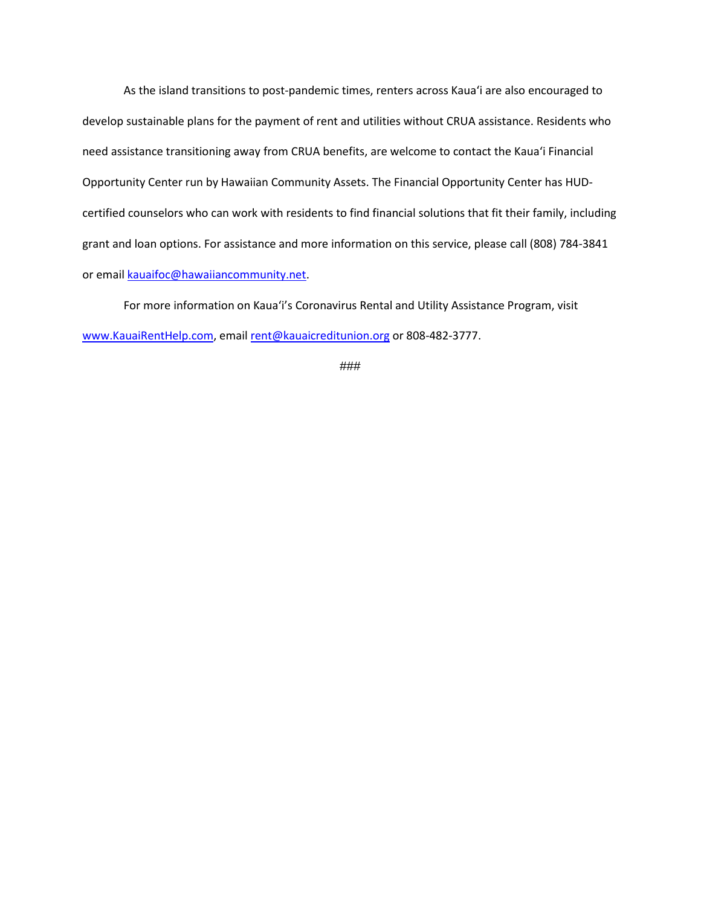As the island transitions to post-pandemic times, renters across Kauaʻi are also encouraged to develop sustainable plans for the payment of rent and utilities without CRUA assistance. Residents who need assistance transitioning away from CRUA benefits, are welcome to contact the Kauaʻi Financial Opportunity Center run by Hawaiian Community Assets. The Financial Opportunity Center has HUD-certified counselors who can work with residents to find financial solutions that fit their family, including grant and loan options. For assistance and more information on this service, please call (808) 784-3841 or email kauaifoc@hawaiiancommunity.net.

For more information on Kauaʻi's Coronavirus Rental and Utility Assistance Program, visit www.KauaiRentHelp.com, email rent@kauaicreditunion.org or 808-482-3777.

###